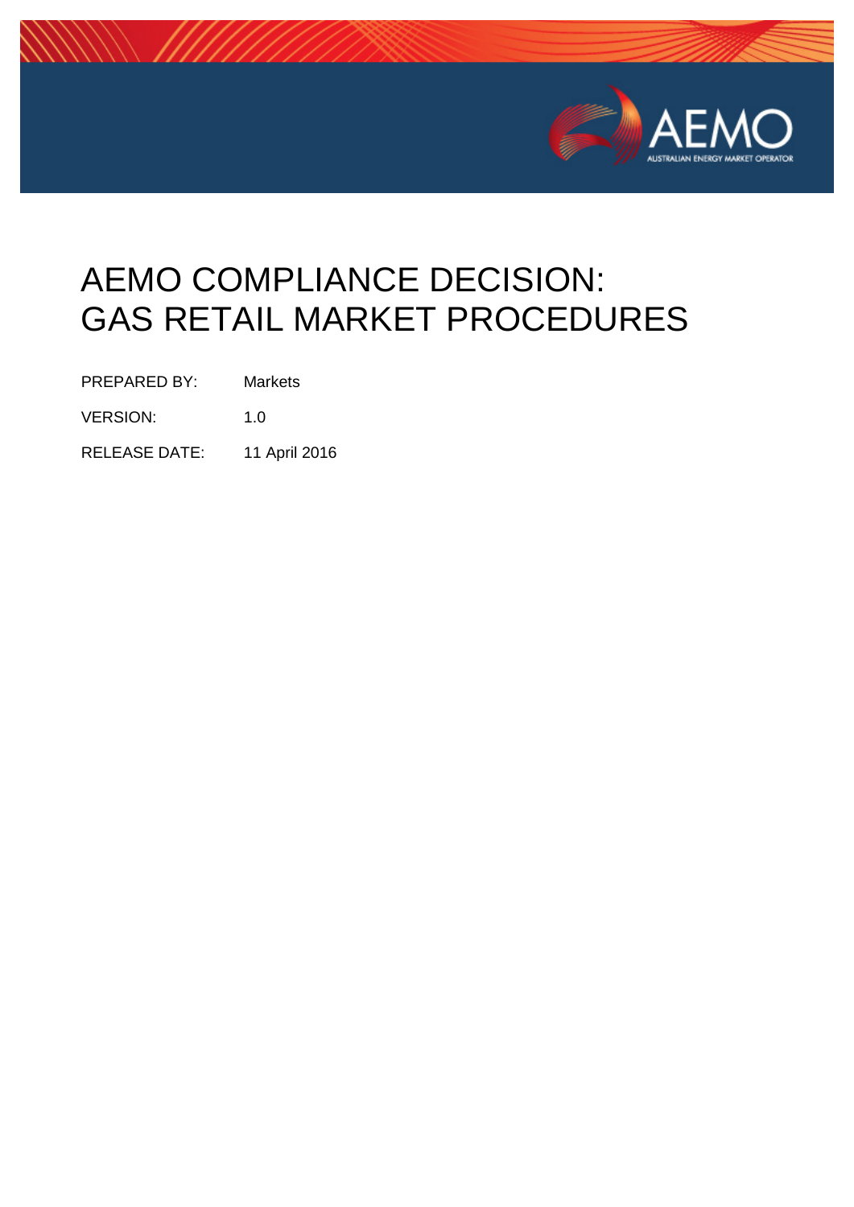# AEMO COMPLIANCE DECISION: GAS RETAIL MARKET PROCEDURES

PREPARED BY: Markets

VERSION: 1.0

RELEASE DATE: 11 April 2016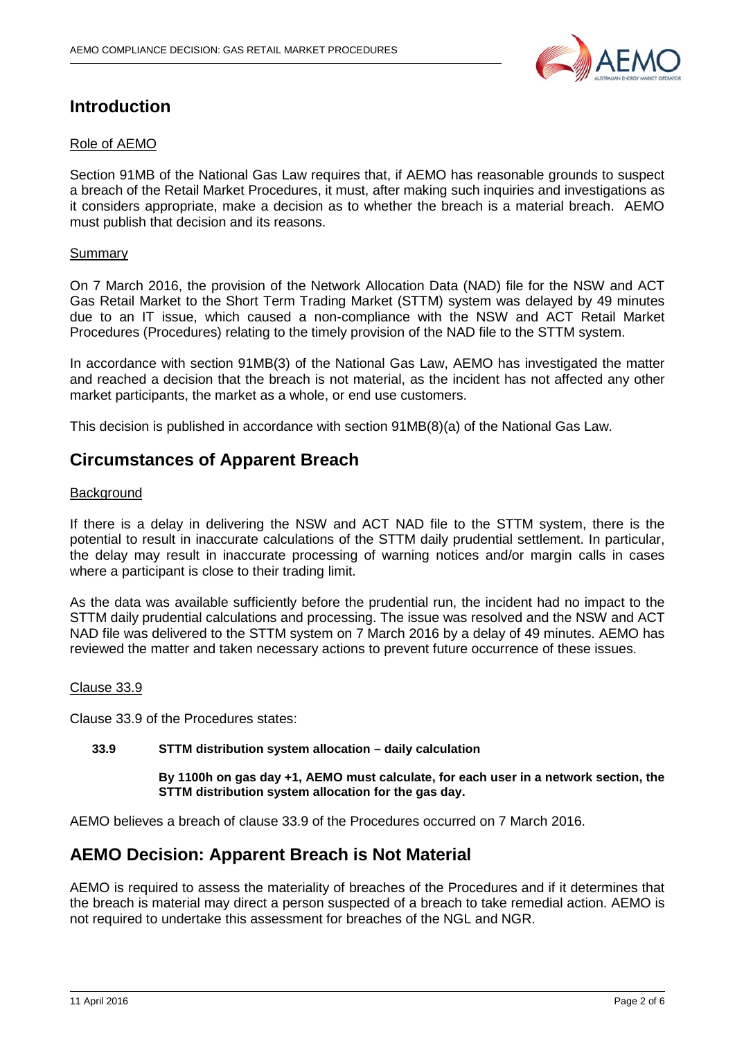# Introduction

Role of AEMO

Section 91MB of the National Gas Law requires that, if AEMO has reasonable grounds to suspect a breach of the Retail Market Procedures, it must, after making such inquiries and investigations as it considers appropriate, make a decision as to whether the breach is a material breach. AEMO must publish that decision and its reasons.

Summary

On 7 March 2016, the provision of the Network Allocation Data (NAD) file for the NSW and ACT Gas Retail Market to the Short Term Trading Market (STTM) system was delayed by 49 minutes due to an IT issue, which caused a non-compliance with the NSW and ACT Retail Market Procedures (Procedures) relating to the timely provision of the NAD file to the STTM system.

In accordance with section 91MB(3) of the National Gas Law, AEMO has investigated the matter and reached a decision that the breach is not material, as the incident has not affected any other market participants, the market as a whole, or end use customers.

This decision is published in accordance with section 91MB(8)(a) of the National Gas Law.

# Circumstances of Apparent Breach

Background

If there is a delay in delivering the NSW and ACT NAD file to the STTM system, there is the potential to result in inaccurate calculations of the STTM daily prudential settlement. In particular, the delay may result in inaccurate processing of warning notices and/or margin calls in cases where a participant is close to their trading limit.

As the data was available sufficiently before the prudential run, the incident had no impact to the STTM daily prudential calculations and processing. The issue was resolved and the NSW and ACT NAD file was delivered to the STTM system on 7 March 2016 by a delay of 49 minutes. AEMO has reviewed the matter and taken necessary actions to prevent future occurrence of these issues.

Clause 33.9

Clause 33.9 of the Procedures states:

> **33.9 STTM distribution system allocation – daily calculation**
>
> **By 1100h on gas day +1, AEMO must calculate, for each user in a network section, the STTM distribution system allocation for the gas day.**

AEMO believes a breach of clause 33.9 of the Procedures occurred on 7 March 2016.

# AEMO Decision: Apparent Breach is Not Material

AEMO is required to assess the materiality of breaches of the Procedures and if it determines that the breach is material may direct a person suspected of a breach to take remedial action. AEMO is not required to undertake this assessment for breaches of the NGL and NGR.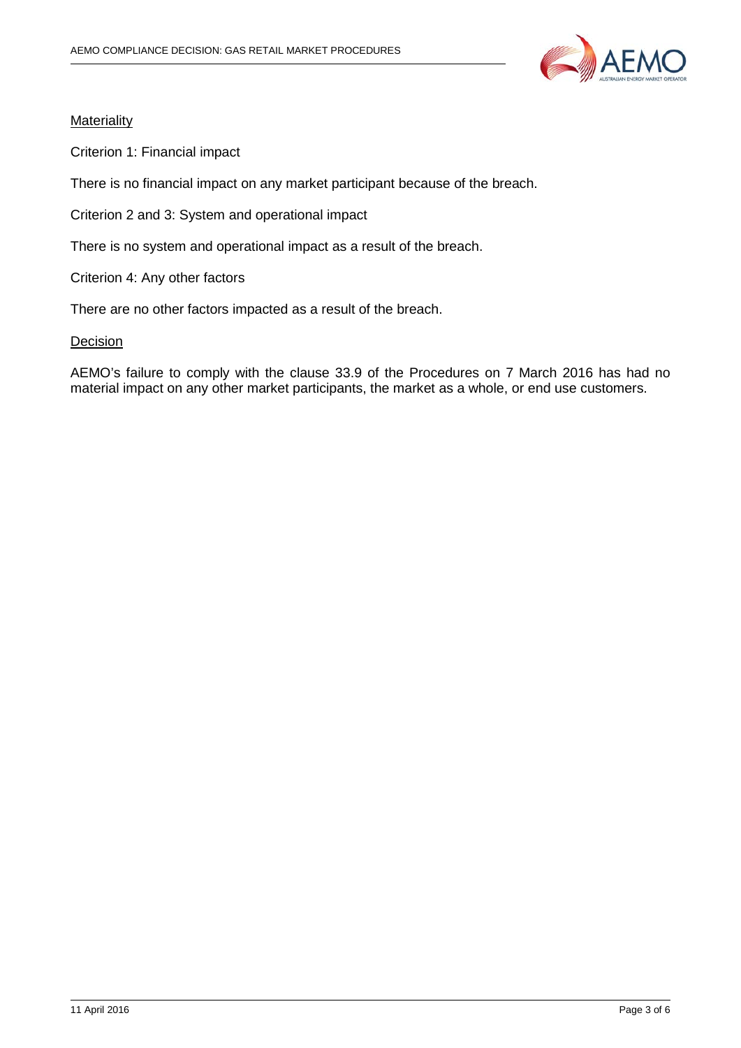Materiality

Criterion 1: Financial impact

There is no financial impact on any market participant because of the breach.

Criterion 2 and 3: System and operational impact

There is no system and operational impact as a result of the breach.

Criterion 4: Any other factors

There are no other factors impacted as a result of the breach.

Decision

AEMO's failure to comply with the clause 33.9 of the Procedures on 7 March 2016 has had no material impact on any other market participants, the market as a whole, or end use customers.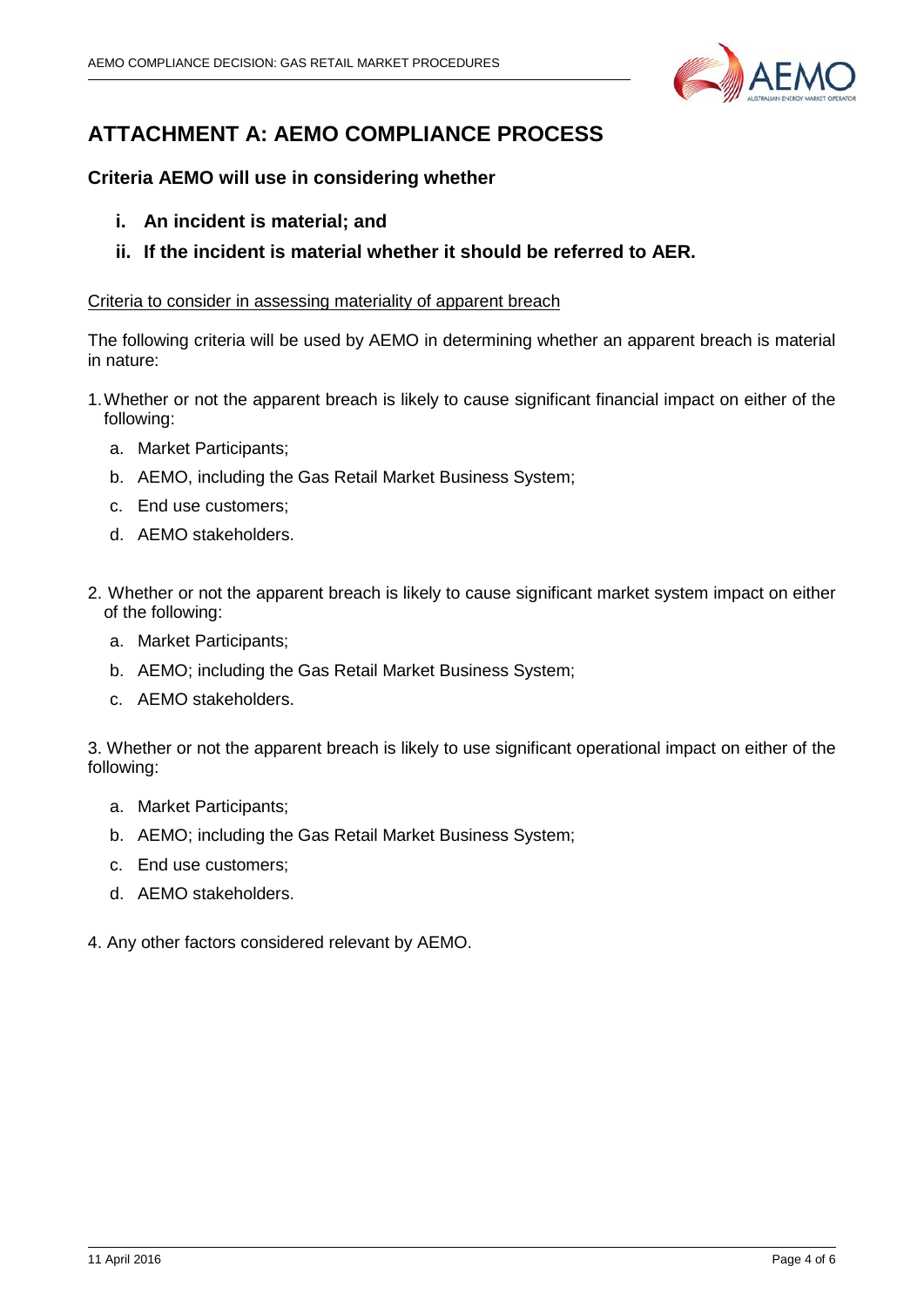# ATTACHMENT A: AEMO COMPLIANCE PROCESS

### Criteria AEMO will use in considering whether

- **i. An incident is material; and**
- **ii. If the incident is material whether it should be referred to AER.**

<u>Criteria to consider in assessing materiality of apparent breach</u>

The following criteria will be used by AEMO in determining whether an apparent breach is material in nature:

1. Whether or not the apparent breach is likely to cause significant financial impact on either of the following:
   a. Market Participants;
   b. AEMO, including the Gas Retail Market Business System;
   c. End use customers;
   d. AEMO stakeholders.

2. Whether or not the apparent breach is likely to cause significant market system impact on either of the following:
   a. Market Participants;
   b. AEMO; including the Gas Retail Market Business System;
   c. AEMO stakeholders.

3. Whether or not the apparent breach is likely to use significant operational impact on either of the following:
   a. Market Participants;
   b. AEMO; including the Gas Retail Market Business System;
   c. End use customers;
   d. AEMO stakeholders.

4. Any other factors considered relevant by AEMO.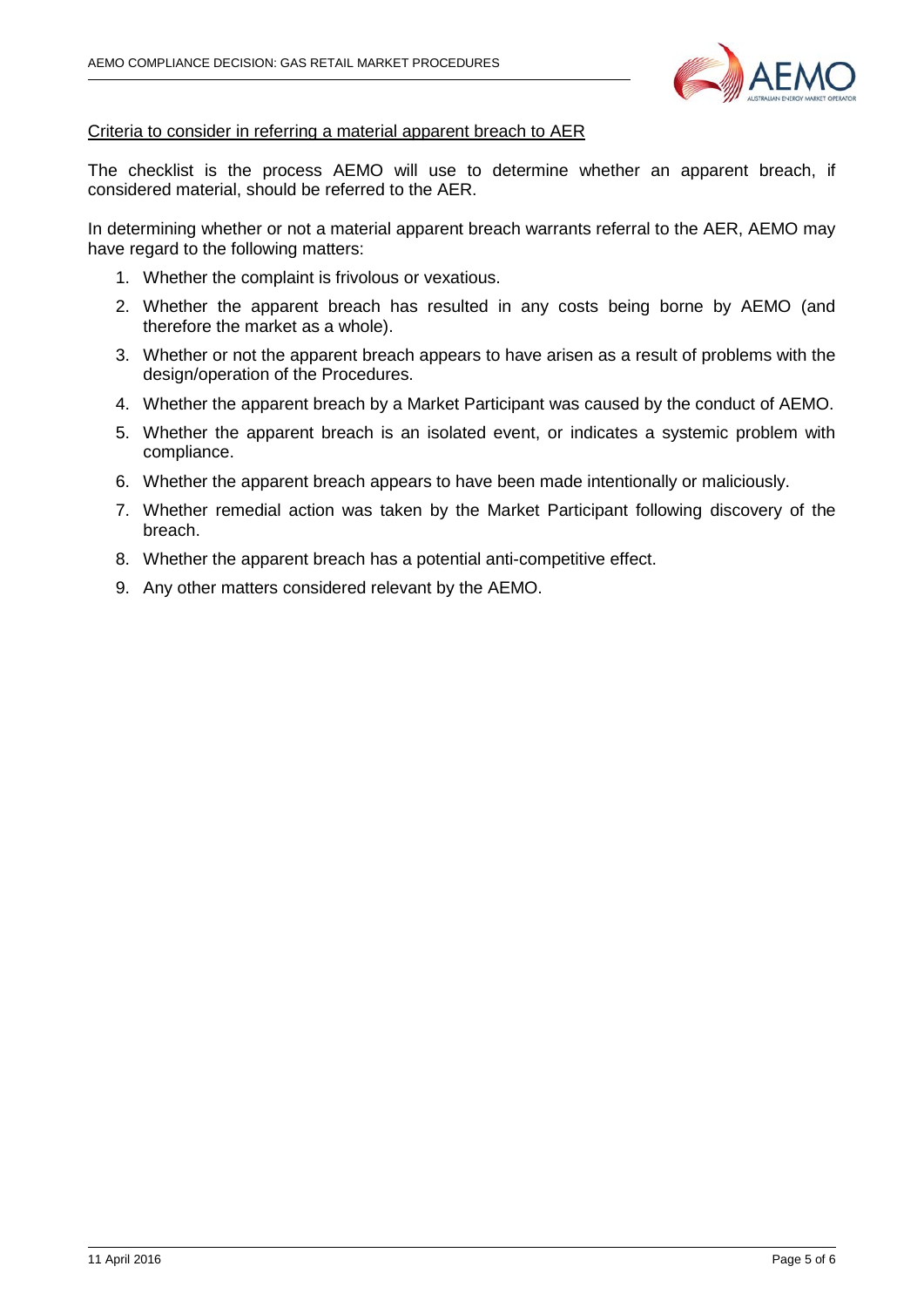Criteria to consider in referring a material apparent breach to AER

The checklist is the process AEMO will use to determine whether an apparent breach, if considered material, should be referred to the AER.

In determining whether or not a material apparent breach warrants referral to the AER, AEMO may have regard to the following matters:

1. Whether the complaint is frivolous or vexatious.
2. Whether the apparent breach has resulted in any costs being borne by AEMO (and therefore the market as a whole).
3. Whether or not the apparent breach appears to have arisen as a result of problems with the design/operation of the Procedures.
4. Whether the apparent breach by a Market Participant was caused by the conduct of AEMO.
5. Whether the apparent breach is an isolated event, or indicates a systemic problem with compliance.
6. Whether the apparent breach appears to have been made intentionally or maliciously.
7. Whether remedial action was taken by the Market Participant following discovery of the breach.
8. Whether the apparent breach has a potential anti-competitive effect.
9. Any other matters considered relevant by the AEMO.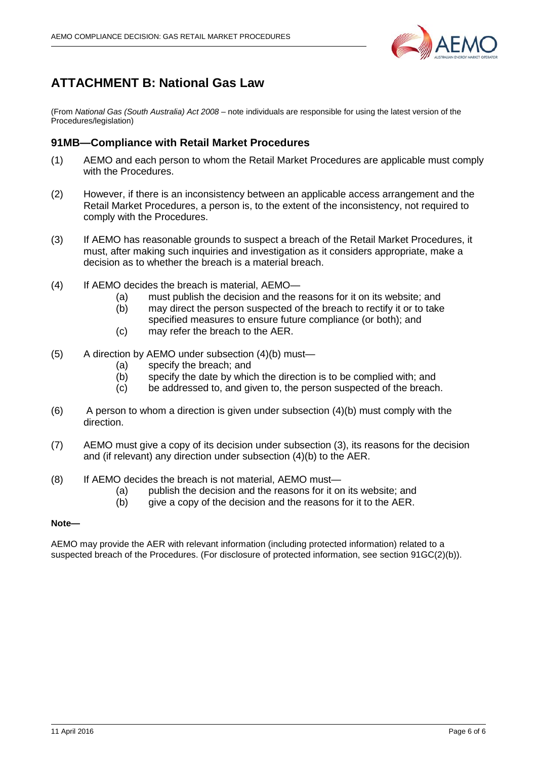# ATTACHMENT B: National Gas Law

(From *National Gas (South Australia) Act 2008* – note individuals are responsible for using the latest version of the Procedures/legislation)

## 91MB—Compliance with Retail Market Procedures

(1) AEMO and each person to whom the Retail Market Procedures are applicable must comply with the Procedures.

(2) However, if there is an inconsistency between an applicable access arrangement and the Retail Market Procedures, a person is, to the extent of the inconsistency, not required to comply with the Procedures.

(3) If AEMO has reasonable grounds to suspect a breach of the Retail Market Procedures, it must, after making such inquiries and investigation as it considers appropriate, make a decision as to whether the breach is a material breach.

(4) If AEMO decides the breach is material, AEMO—

- (a) must publish the decision and the reasons for it on its website; and
- (b) may direct the person suspected of the breach to rectify it or to take specified measures to ensure future compliance (or both); and
- (c) may refer the breach to the AER.

(5) A direction by AEMO under subsection (4)(b) must—

- (a) specify the breach; and
- (b) specify the date by which the direction is to be complied with; and
- (c) be addressed to, and given to, the person suspected of the breach.

(6) A person to whom a direction is given under subsection (4)(b) must comply with the direction.

(7) AEMO must give a copy of its decision under subsection (3), its reasons for the decision and (if relevant) any direction under subsection (4)(b) to the AER.

(8) If AEMO decides the breach is not material, AEMO must—

- (a) publish the decision and the reasons for it on its website; and
- (b) give a copy of the decision and the reasons for it to the AER.

**Note—**

AEMO may provide the AER with relevant information (including protected information) related to a suspected breach of the Procedures. (For disclosure of protected information, see section 91GC(2)(b)).